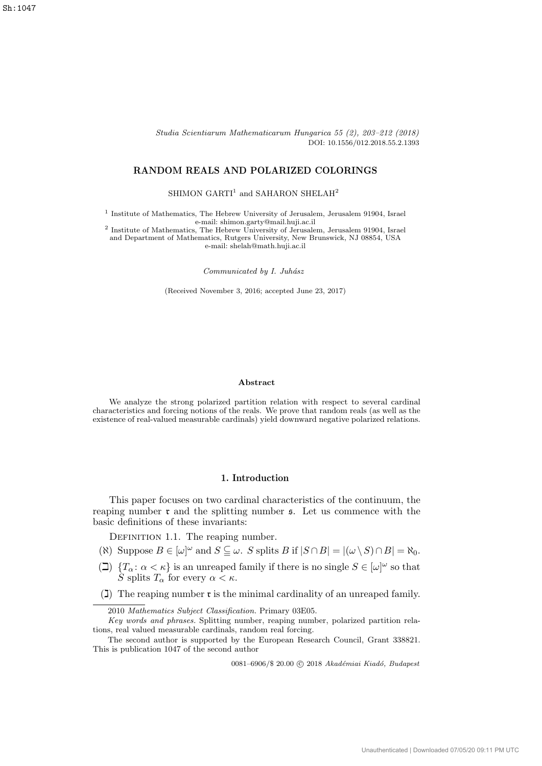# RANDOM REALS AND POLARIZED COLORINGS

SHIMON GARTI[1] and SAHARON SHELAH[2]

[1] Institute of Mathematics, The Hebrew University of Jerusalem, Jerusalem 91904, Israel
e-mail: shimon.garty@mail.huji.ac.il
[2] Institute of Mathematics, The Hebrew University of Jerusalem, Jerusalem 91904, Israel
and Department of Mathematics, Rutgers University, New Brunswick, NJ 08854, USA
e-mail: shelah@math.huji.ac.il

*Communicated by I. Juhász*

(Received November 3, 2016; accepted June 23, 2017)

**Abstract**

We analyze the strong polarized partition relation with respect to several cardinal characteristics and forcing notions of the reals. We prove that random reals (as well as the existence of real-valued measurable cardinals) yield downward negative polarized relations.

## 1. Introduction

This paper focuses on two cardinal characteristics of the continuum, the reaping number $\mathfrak{r}$ and the splitting number $\mathfrak{s}$. Let us commence with the basic definitions of these invariants:

Definition 1.1. The reaping number.

($\aleph$) Suppose $B \in [\omega]^\omega$ and $S \subseteq \omega$. $S$ splits $B$ if $|S \cap B| = |(\omega \setminus S) \cap B| = \aleph_0$.

($\beth$) $\{T_\alpha : \alpha < \kappa\}$ is an unreaped family if there is no single $S \in [\omega]^\omega$ so that $S$ splits $T_\alpha$ for every $\alpha < \kappa$.

($\gimel$) The reaping number $\mathfrak{r}$ is the minimal cardinality of an unreaped family.

---

2010 *Mathematics Subject Classification.* Primary 03E05.

*Key words and phrases.* Splitting number, reaping number, polarized partition relations, real valued measurable cardinals, random real forcing.

The second author is supported by the European Research Council, Grant 338821. This is publication 1047 of the second author

0081–6906/$ 20.00 © 2018 *Akadémiai Kiadó, Budapest*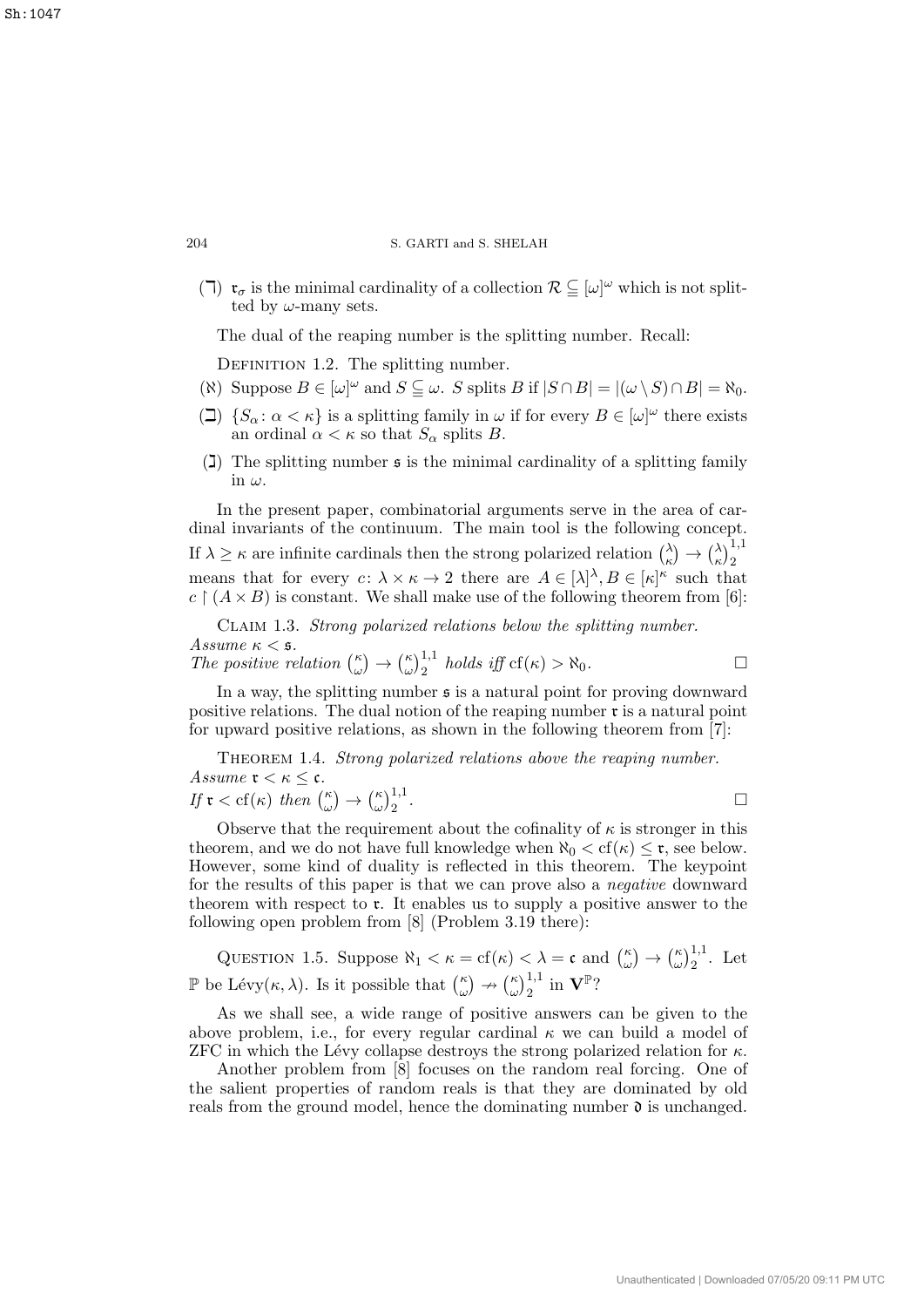(ד) $\mathfrak{r}_\sigma$ is the minimal cardinality of a collection $\mathcal{R} \subseteq [\omega]^\omega$ which is not splitted by $\omega$-many sets.

The dual of the reaping number is the splitting number. Recall:

Definition 1.2. The splitting number.

(א) Suppose $B \in [\omega]^\omega$ and $S \subseteq \omega$. $S$ splits $B$ if $|S \cap B| = |(\omega \setminus S) \cap B| = \aleph_0$.

(ב) $\{S_\alpha : \alpha < \kappa\}$ is a splitting family in $\omega$ if for every $B \in [\omega]^\omega$ there exists an ordinal $\alpha < \kappa$ so that $S_\alpha$ splits $B$.

(ג) The splitting number $\mathfrak{s}$ is the minimal cardinality of a splitting family in $\omega$.

In the present paper, combinatorial arguments serve in the area of cardinal invariants of the continuum. The main tool is the following concept. If $\lambda \geq \kappa$ are infinite cardinals then the strong polarized relation $\binom{\lambda}{\kappa} \to \binom{\lambda}{\kappa}^{1,1}_2$ means that for every $c \colon \lambda \times \kappa \to 2$ there are $A \in [\lambda]^\lambda, B \in [\kappa]^\kappa$ such that $c \upharpoonright (A \times B)$ is constant. We shall make use of the following theorem from [6]:

Claim 1.3. *Strong polarized relations below the splitting number.*
*Assume $\kappa < \mathfrak{s}$.*
*The positive relation $\binom{\kappa}{\omega} \to \binom{\kappa}{\omega}^{1,1}_2$ holds iff $\mathrm{cf}(\kappa) > \aleph_0$.* □

In a way, the splitting number $\mathfrak{s}$ is a natural point for proving downward positive relations. The dual notion of the reaping number $\mathfrak{r}$ is a natural point for upward positive relations, as shown in the following theorem from [7]:

Theorem 1.4. *Strong polarized relations above the reaping number.*
*Assume $\mathfrak{r} < \kappa \leq \mathfrak{c}$.*
*If $\mathfrak{r} < \mathrm{cf}(\kappa)$ then $\binom{\kappa}{\omega} \to \binom{\kappa}{\omega}^{1,1}_2$.* □

Observe that the requirement about the cofinality of $\kappa$ is stronger in this theorem, and we do not have full knowledge when $\aleph_0 < \mathrm{cf}(\kappa) \leq \mathfrak{r}$, see below. However, some kind of duality is reflected in this theorem. The keypoint for the results of this paper is that we can prove also a *negative* downward theorem with respect to $\mathfrak{r}$. It enables us to supply a positive answer to the following open problem from [8] (Problem 3.19 there):

Question 1.5. Suppose $\aleph_1 < \kappa = \mathrm{cf}(\kappa) < \lambda = \mathfrak{c}$ and $\binom{\kappa}{\omega} \to \binom{\kappa}{\omega}^{1,1}_2$. Let $\mathbb{P}$ be Lévy$(\kappa, \lambda)$. Is it possible that $\binom{\kappa}{\omega} \nrightarrow \binom{\kappa}{\omega}^{1,1}_2$ in $\mathbf{V}^{\mathbb{P}}$?

As we shall see, a wide range of positive answers can be given to the above problem, i.e., for every regular cardinal $\kappa$ we can build a model of ZFC in which the Lévy collapse destroys the strong polarized relation for $\kappa$.

Another problem from [8] focuses on the random real forcing. One of the salient properties of random reals is that they are dominated by old reals from the ground model, hence the dominating number $\mathfrak{d}$ is unchanged.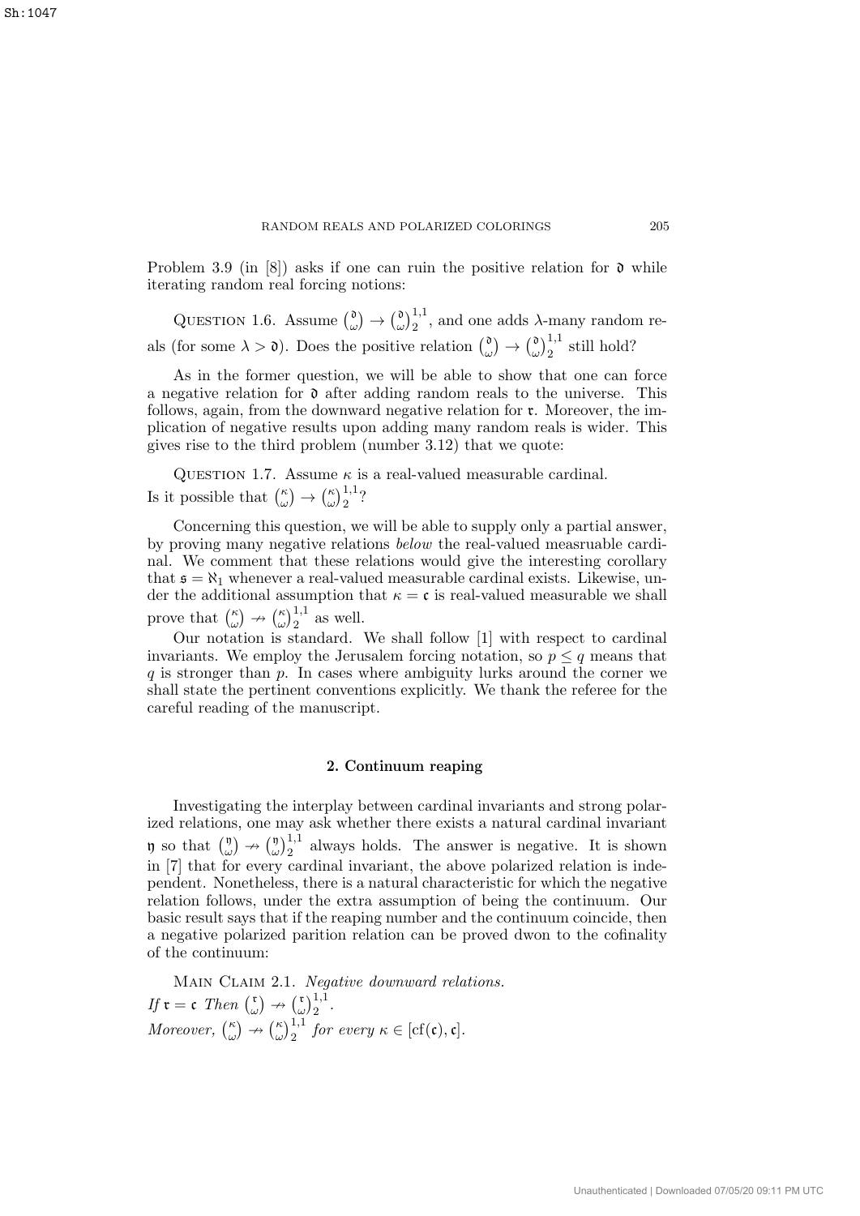Problem 3.9 (in [8]) asks if one can ruin the positive relation for $\mathfrak{d}$ while iterating random real forcing notions:

Question 1.6. Assume $\binom{\mathfrak{d}}{\omega} \to \binom{\mathfrak{d}}{\omega}^{1,1}_2$, and one adds $\lambda$-many random reals (for some $\lambda > \mathfrak{d}$). Does the positive relation $\binom{\mathfrak{d}}{\omega} \to \binom{\mathfrak{d}}{\omega}^{1,1}_2$ still hold?

As in the former question, we will be able to show that one can force a negative relation for $\mathfrak{d}$ after adding random reals to the universe. This follows, again, from the downward negative relation for $\mathfrak{r}$. Moreover, the implication of negative results upon adding many random reals is wider. This gives rise to the third problem (number 3.12) that we quote:

Question 1.7. Assume $\kappa$ is a real-valued measurable cardinal. Is it possible that $\binom{\kappa}{\omega} \to \binom{\kappa}{\omega}^{1,1}_2$?

Concerning this question, we will be able to supply only a partial answer, by proving many negative relations *below* the real-valued measruable cardinal. We comment that these relations would give the interesting corollary that $\mathfrak{s} = \aleph_1$ whenever a real-valued measurable cardinal exists. Likewise, under the additional assumption that $\kappa = \mathfrak{c}$ is real-valued measurable we shall prove that $\binom{\kappa}{\omega} \nrightarrow \binom{\kappa}{\omega}^{1,1}_2$ as well.

Our notation is standard. We shall follow [1] with respect to cardinal invariants. We employ the Jerusalem forcing notation, so $p \leq q$ means that $q$ is stronger than $p$. In cases where ambiguity lurks around the corner we shall state the pertinent conventions explicitly. We thank the referee for the careful reading of the manuscript.

## 2. Continuum reaping

Investigating the interplay between cardinal invariants and strong polarized relations, one may ask whether there exists a natural cardinal invariant $\mathfrak{y}$ so that $\binom{\mathfrak{y}}{\omega} \nrightarrow \binom{\mathfrak{y}}{\omega}^{1,1}_2$ always holds. The answer is negative. It is shown in [7] that for every cardinal invariant, the above polarized relation is independent. Nonetheless, there is a natural characteristic for which the negative relation follows, under the extra assumption of being the continuum. Our basic result says that if the reaping number and the continuum coincide, then a negative polarized parition relation can be proved dwon to the cofinality of the continuum:

Main Claim 2.1. *Negative downward relations.*
*If* $\mathfrak{r} = \mathfrak{c}$ *Then* $\binom{\mathfrak{r}}{\omega} \nrightarrow \binom{\mathfrak{r}}{\omega}^{1,1}_2$.
*Moreover,* $\binom{\kappa}{\omega} \nrightarrow \binom{\kappa}{\omega}^{1,1}_2$ *for every* $\kappa \in [\mathrm{cf}(\mathfrak{c}), \mathfrak{c}]$.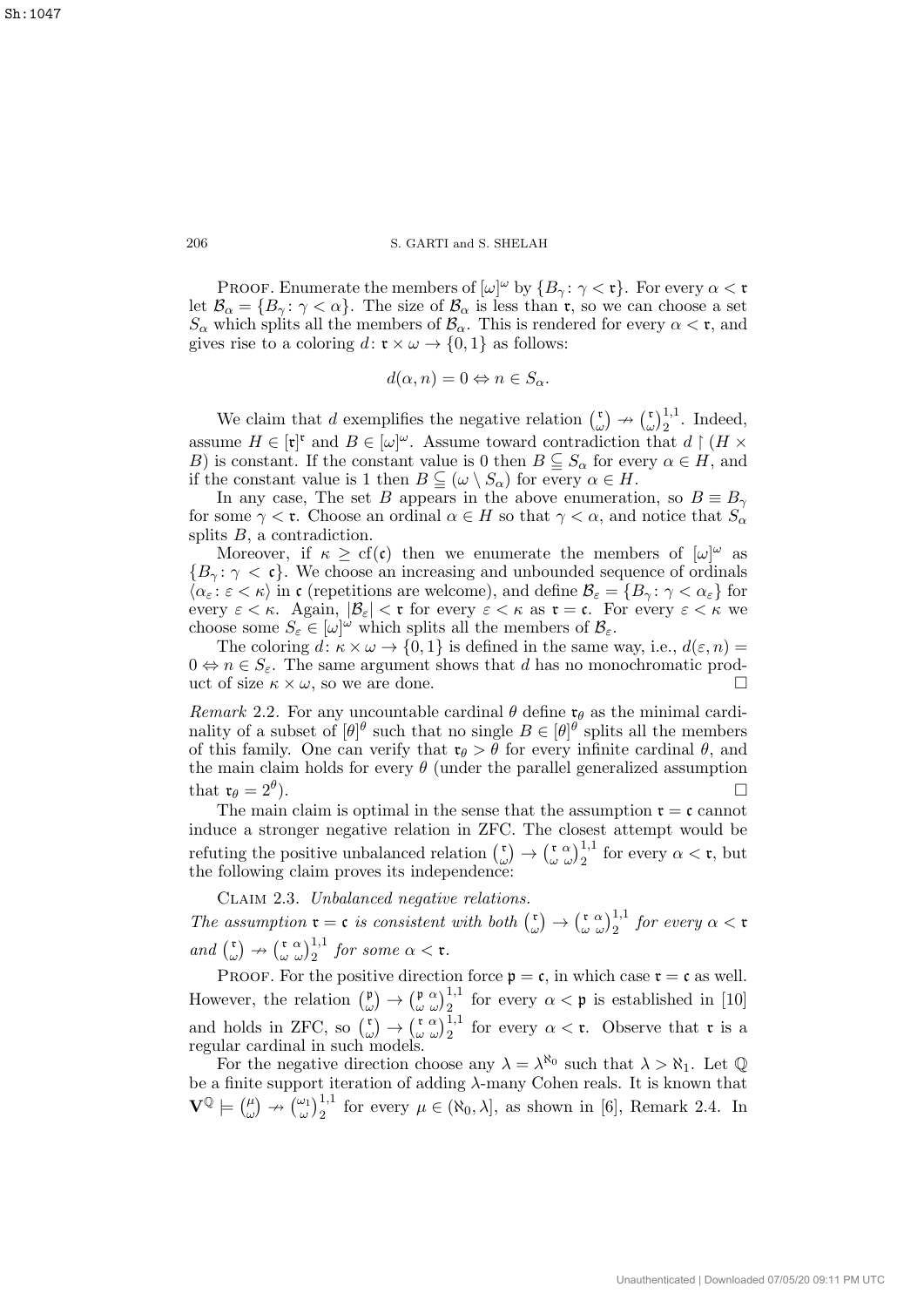PROOF. Enumerate the members of $[\omega]^\omega$ by $\{B_\gamma \colon \gamma < \mathfrak{r}\}$. For every $\alpha < \mathfrak{r}$ let $\mathcal{B}_\alpha = \{B_\gamma \colon \gamma < \alpha\}$. The size of $\mathcal{B}_\alpha$ is less than $\mathfrak{r}$, so we can choose a set $S_\alpha$ which splits all the members of $\mathcal{B}_\alpha$. This is rendered for every $\alpha < \mathfrak{r}$, and gives rise to a coloring $d \colon \mathfrak{r} \times \omega \to \{0, 1\}$ as follows:

$$d(\alpha, n) = 0 \Leftrightarrow n \in S_\alpha.$$

We claim that $d$ exemplifies the negative relation $\binom{\mathfrak{r}}{\omega} \nrightarrow \binom{\mathfrak{r}}{\omega}^{1,1}_2$. Indeed, assume $H \in [\mathfrak{r}]^\mathfrak{r}$ and $B \in [\omega]^\omega$. Assume toward contradiction that $d \restriction (H \times B)$ is constant. If the constant value is 0 then $B \subseteqq S_\alpha$ for every $\alpha \in H$, and if the constant value is 1 then $B \subseteqq (\omega \setminus S_\alpha)$ for every $\alpha \in H$.

In any case, The set $B$ appears in the above enumeration, so $B \equiv B_\gamma$ for some $\gamma < \mathfrak{r}$. Choose an ordinal $\alpha \in H$ so that $\gamma < \alpha$, and notice that $S_\alpha$ splits $B$, a contradiction.

Moreover, if $\kappa \geq \mathrm{cf}(\mathfrak{c})$ then we enumerate the members of $[\omega]^\omega$ as $\{B_\gamma \colon \gamma < \mathfrak{c}\}$. We choose an increasing and unbounded sequence of ordinals $\langle \alpha_\varepsilon \colon \varepsilon < \kappa \rangle$ in $\mathfrak{c}$ (repetitions are welcome), and define $\mathcal{B}_\varepsilon = \{B_\gamma \colon \gamma < \alpha_\varepsilon\}$ for every $\varepsilon < \kappa$. Again, $|\mathcal{B}_\varepsilon| < \mathfrak{r}$ for every $\varepsilon < \kappa$ as $\mathfrak{r} = \mathfrak{c}$. For every $\varepsilon < \kappa$ we choose some $S_\varepsilon \in [\omega]^\omega$ which splits all the members of $\mathcal{B}_\varepsilon$.

The coloring $d \colon \kappa \times \omega \to \{0, 1\}$ is defined in the same way, i.e., $d(\varepsilon, n) = 0 \Leftrightarrow n \in S_\varepsilon$. The same argument shows that $d$ has no monochromatic product of size $\kappa \times \omega$, so we are done. $\square$

*Remark* 2.2. For any uncountable cardinal $\theta$ define $\mathfrak{r}_\theta$ as the minimal cardinality of a subset of $[\theta]^\theta$ such that no single $B \in [\theta]^\theta$ splits all the members of this family. One can verify that $\mathfrak{r}_\theta > \theta$ for every infinite cardinal $\theta$, and the main claim holds for every $\theta$ (under the parallel generalized assumption that $\mathfrak{r}_\theta = 2^\theta$). $\square$

The main claim is optimal in the sense that the assumption $\mathfrak{r} = \mathfrak{c}$ cannot induce a stronger negative relation in ZFC. The closest attempt would be refuting the positive unbalanced relation $\binom{\mathfrak{r}}{\omega} \to \binom{\mathfrak{r}\ \alpha}{\omega\ \omega}^{1,1}_2$ for every $\alpha < \mathfrak{r}$, but the following claim proves its independence:

CLAIM 2.3. *Unbalanced negative relations.*
*The assumption $\mathfrak{r} = \mathfrak{c}$ is consistent with both $\binom{\mathfrak{r}}{\omega} \to \binom{\mathfrak{r}\ \alpha}{\omega\ \omega}^{1,1}_2$ for every $\alpha < \mathfrak{r}$ and $\binom{\mathfrak{r}}{\omega} \nrightarrow \binom{\mathfrak{r}\ \alpha}{\omega\ \omega}^{1,1}_2$ for some $\alpha < \mathfrak{r}$.*

PROOF. For the positive direction force $\mathfrak{p} = \mathfrak{c}$, in which case $\mathfrak{r} = \mathfrak{c}$ as well. However, the relation $\binom{\mathfrak{p}}{\omega} \to \binom{\mathfrak{p}\ \alpha}{\omega\ \omega}^{1,1}_2$ for every $\alpha < \mathfrak{p}$ is established in [10] and holds in ZFC, so $\binom{\mathfrak{r}}{\omega} \to \binom{\mathfrak{r}\ \alpha}{\omega\ \omega}^{1,1}_2$ for every $\alpha < \mathfrak{r}$. Observe that $\mathfrak{r}$ is a regular cardinal in such models.

For the negative direction choose any $\lambda = \lambda^{\aleph_0}$ such that $\lambda > \aleph_1$. Let $\mathbb{Q}$ be a finite support iteration of adding $\lambda$-many Cohen reals. It is known that $\mathbf{V}^{\mathbb{Q}} \models \binom{\mu}{\omega} \nrightarrow \binom{\omega_1}{\omega}^{1,1}_2$ for every $\mu \in (\aleph_0, \lambda]$, as shown in [6], Remark 2.4. In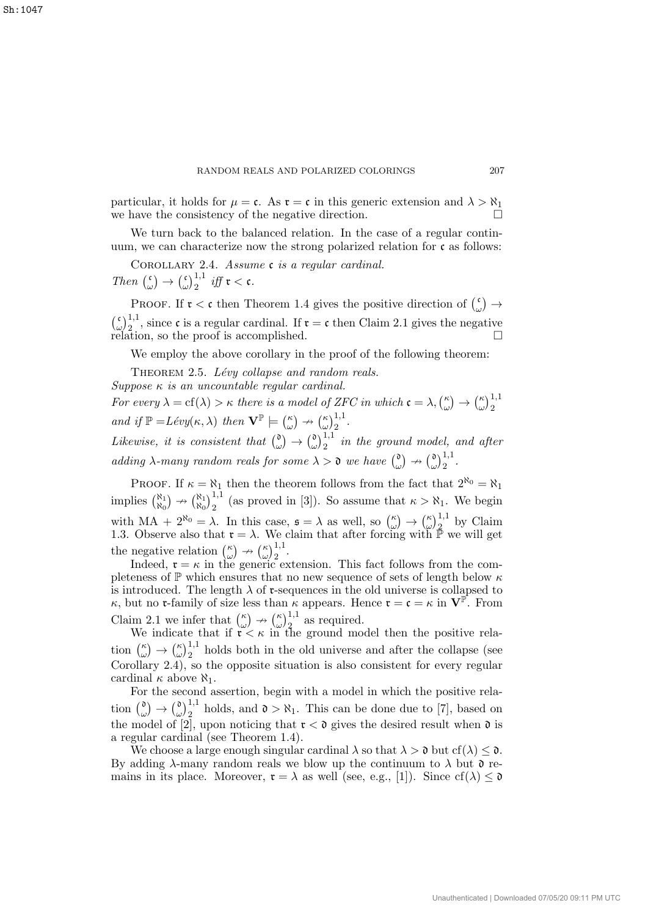particular, it holds for $\mu = \mathfrak{c}$. As $\mathfrak{r} = \mathfrak{c}$ in this generic extension and $\lambda > \aleph_1$ we have the consistency of the negative direction. $\square$

We turn back to the balanced relation. In the case of a regular continuum, we can characterize now the strong polarized relation for $\mathfrak{c}$ as follows:

Corollary 2.4. *Assume $\mathfrak{c}$ is a regular cardinal. Then $\binom{\mathfrak{c}}{\omega} \to \binom{\mathfrak{c}}{\omega}^{1,1}_2$ iff $\mathfrak{r} < \mathfrak{c}$.*

Proof. If $\mathfrak{r} < \mathfrak{c}$ then Theorem 1.4 gives the positive direction of $\binom{\mathfrak{c}}{\omega} \to \binom{\mathfrak{c}}{\omega}^{1,1}_2$, since $\mathfrak{c}$ is a regular cardinal. If $\mathfrak{r} = \mathfrak{c}$ then Claim 2.1 gives the negative relation, so the proof is accomplished. $\square$

We employ the above corollary in the proof of the following theorem:

Theorem 2.5. *Lévy collapse and random reals.*
*Suppose $\kappa$ is an uncountable regular cardinal.*
*For every $\lambda = \mathrm{cf}(\lambda) > \kappa$ there is a model of ZFC in which $\mathfrak{c} = \lambda$, $\binom{\kappa}{\omega} \to \binom{\kappa}{\omega}^{1,1}_2$ and if $\mathbb{P} =$Lévy$(\kappa, \lambda)$ then $\mathbf{V}^{\mathbb{P}} \models \binom{\kappa}{\omega} \nrightarrow \binom{\kappa}{\omega}^{1,1}_2$.*
*Likewise, it is consistent that $\binom{\mathfrak{d}}{\omega} \to \binom{\mathfrak{d}}{\omega}^{1,1}_2$ in the ground model, and after adding $\lambda$-many random reals for some $\lambda > \mathfrak{d}$ we have $\binom{\mathfrak{d}}{\omega} \nrightarrow \binom{\mathfrak{d}}{\omega}^{1,1}_2$.*

Proof. If $\kappa = \aleph_1$ then the theorem follows from the fact that $2^{\aleph_0} = \aleph_1$ implies $\binom{\aleph_1}{\aleph_0} \nrightarrow \binom{\aleph_1}{\aleph_0}^{1,1}_2$ (as proved in [3]). So assume that $\kappa > \aleph_1$. We begin with MA + $2^{\aleph_0} = \lambda$. In this case, $\mathfrak{s} = \lambda$ as well, so $\binom{\kappa}{\omega} \to \binom{\kappa}{\omega}^{1,1}_2$ by Claim 1.3. Observe also that $\mathfrak{r} = \lambda$. We claim that after forcing with $\mathbb{P}$ we will get the negative relation $\binom{\kappa}{\omega} \nrightarrow \binom{\kappa}{\omega}^{1,1}_2$.

Indeed, $\mathfrak{r} = \kappa$ in the generic extension. This fact follows from the completeness of $\mathbb{P}$ which ensures that no new sequence of sets of length below $\kappa$ is introduced. The length $\lambda$ of $\mathfrak{r}$-sequences in the old universe is collapsed to $\kappa$, but no $\mathfrak{r}$-family of size less than $\kappa$ appears. Hence $\mathfrak{r} = \mathfrak{c} = \kappa$ in $\mathbf{V}^{\mathbb{P}}$. From Claim 2.1 we infer that $\binom{\kappa}{\omega} \nrightarrow \binom{\kappa}{\omega}^{1,1}_2$ as required.

We indicate that if $\mathfrak{r} < \kappa$ in the ground model then the positive relation $\binom{\kappa}{\omega} \to \binom{\kappa}{\omega}^{1,1}_2$ holds both in the old universe and after the collapse (see Corollary 2.4), so the opposite situation is also consistent for every regular cardinal $\kappa$ above $\aleph_1$.

For the second assertion, begin with a model in which the positive relation $\binom{\mathfrak{d}}{\omega} \to \binom{\mathfrak{d}}{\omega}^{1,1}_2$ holds, and $\mathfrak{d} > \aleph_1$. This can be done due to [7], based on the model of [2], upon noticing that $\mathfrak{r} < \mathfrak{d}$ gives the desired result when $\mathfrak{d}$ is a regular cardinal (see Theorem 1.4).

We choose a large enough singular cardinal $\lambda$ so that $\lambda > \mathfrak{d}$ but $\mathrm{cf}(\lambda) \leq \mathfrak{d}$. By adding $\lambda$-many random reals we blow up the continuum to $\lambda$ but $\mathfrak{d}$ remains in its place. Moreover, $\mathfrak{r} = \lambda$ as well (see, e.g., [1]). Since $\mathrm{cf}(\lambda) \leq \mathfrak{d}$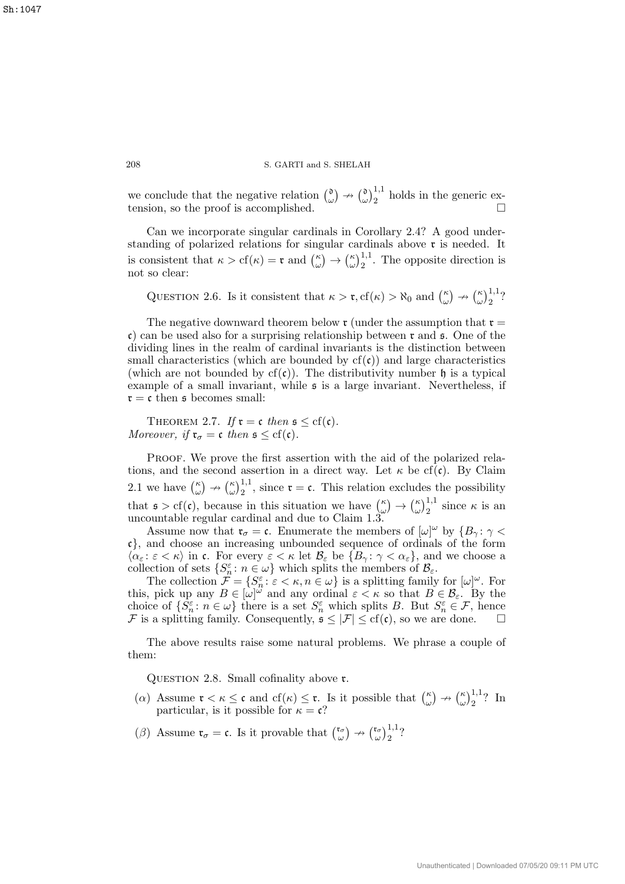we conclude that the negative relation $\binom{\mathfrak{d}}{\omega} \nrightarrow \binom{\mathfrak{d}}{\omega}^{1,1}_2$ holds in the generic extension, so the proof is accomplished. $\square$

Can we incorporate singular cardinals in Corollary 2.4? A good understanding of polarized relations for singular cardinals above $\mathfrak{r}$ is needed. It is consistent that $\kappa > \mathrm{cf}(\kappa) = \mathfrak{r}$ and $\binom{\kappa}{\omega} \to \binom{\kappa}{\omega}^{1,1}_2$. The opposite direction is not so clear:

Question 2.6. Is it consistent that $\kappa > \mathfrak{r}, \mathrm{cf}(\kappa) > \aleph_0$ and $\binom{\kappa}{\omega} \nrightarrow \binom{\kappa}{\omega}^{1,1}_2$?

The negative downward theorem below $\mathfrak{r}$ (under the assumption that $\mathfrak{r} = \mathfrak{c}$) can be used also for a surprising relationship between $\mathfrak{r}$ and $\mathfrak{s}$. One of the dividing lines in the realm of cardinal invariants is the distinction between small characteristics (which are bounded by $\mathrm{cf}(\mathfrak{c})$) and large characteristics (which are not bounded by $\mathrm{cf}(\mathfrak{c})$). The distributivity number $\mathfrak{h}$ is a typical example of a small invariant, while $\mathfrak{s}$ is a large invariant. Nevertheless, if $\mathfrak{r} = \mathfrak{c}$ then $\mathfrak{s}$ becomes small:

Theorem 2.7. *If $\mathfrak{r} = \mathfrak{c}$ then $\mathfrak{s} \leq \mathrm{cf}(\mathfrak{c})$.*
*Moreover, if $\mathfrak{r}_\sigma = \mathfrak{c}$ then $\mathfrak{s} \leq \mathrm{cf}(\mathfrak{c})$.*

Proof. We prove the first assertion with the aid of the polarized relations, and the second assertion in a direct way. Let $\kappa$ be $\mathrm{cf}(\mathfrak{c})$. By Claim 2.1 we have $\binom{\kappa}{\omega} \nrightarrow \binom{\kappa}{\omega}^{1,1}_2$, since $\mathfrak{r} = \mathfrak{c}$. This relation excludes the possibility that $\mathfrak{s} > \mathrm{cf}(\mathfrak{c})$, because in this situation we have $\binom{\kappa}{\omega} \to \binom{\kappa}{\omega}^{1,1}_2$ since $\kappa$ is an uncountable regular cardinal and due to Claim 1.3.

Assume now that $\mathfrak{r}_\sigma = \mathfrak{c}$. Enumerate the members of $[\omega]^\omega$ by $\{B_\gamma \colon \gamma < \mathfrak{c}\}$, and choose an increasing unbounded sequence of ordinals of the form $\langle \alpha_\varepsilon \colon \varepsilon < \kappa \rangle$ in $\mathfrak{c}$. For every $\varepsilon < \kappa$ let $\mathcal{B}_\varepsilon$ be $\{B_\gamma \colon \gamma < \alpha_\varepsilon\}$, and we choose a collection of sets $\{S^\varepsilon_n \colon n \in \omega\}$ which splits the members of $\mathcal{B}_\varepsilon$.

The collection $\mathcal{F} = \{S^\varepsilon_n \colon \varepsilon < \kappa, n \in \omega\}$ is a splitting family for $[\omega]^\omega$. For this, pick up any $B \in [\omega]^\omega$ and any ordinal $\varepsilon < \kappa$ so that $B \in \mathcal{B}_\varepsilon$. By the choice of $\{S^\varepsilon_n \colon n \in \omega\}$ there is a set $S^\varepsilon_n$ which splits $B$. But $S^\varepsilon_n \in \mathcal{F}$, hence $\mathcal{F}$ is a splitting family. Consequently, $\mathfrak{s} \leq |\mathcal{F}| \leq \mathrm{cf}(\mathfrak{c})$, so we are done. $\square$

The above results raise some natural problems. We phrase a couple of them:

Question 2.8. Small cofinality above $\mathfrak{r}$.

- $(\alpha)$ Assume $\mathfrak{r} < \kappa \leq \mathfrak{c}$ and $\mathrm{cf}(\kappa) \leq \mathfrak{r}$. Is it possible that $\binom{\kappa}{\omega} \nrightarrow \binom{\kappa}{\omega}^{1,1}_2$? In particular, is it possible for $\kappa = \mathfrak{c}$?
- $(\beta)$ Assume $\mathfrak{r}_\sigma = \mathfrak{c}$. Is it provable that $\binom{\mathfrak{r}_\sigma}{\omega} \nrightarrow \binom{\mathfrak{r}_\sigma}{\omega}^{1,1}_2$?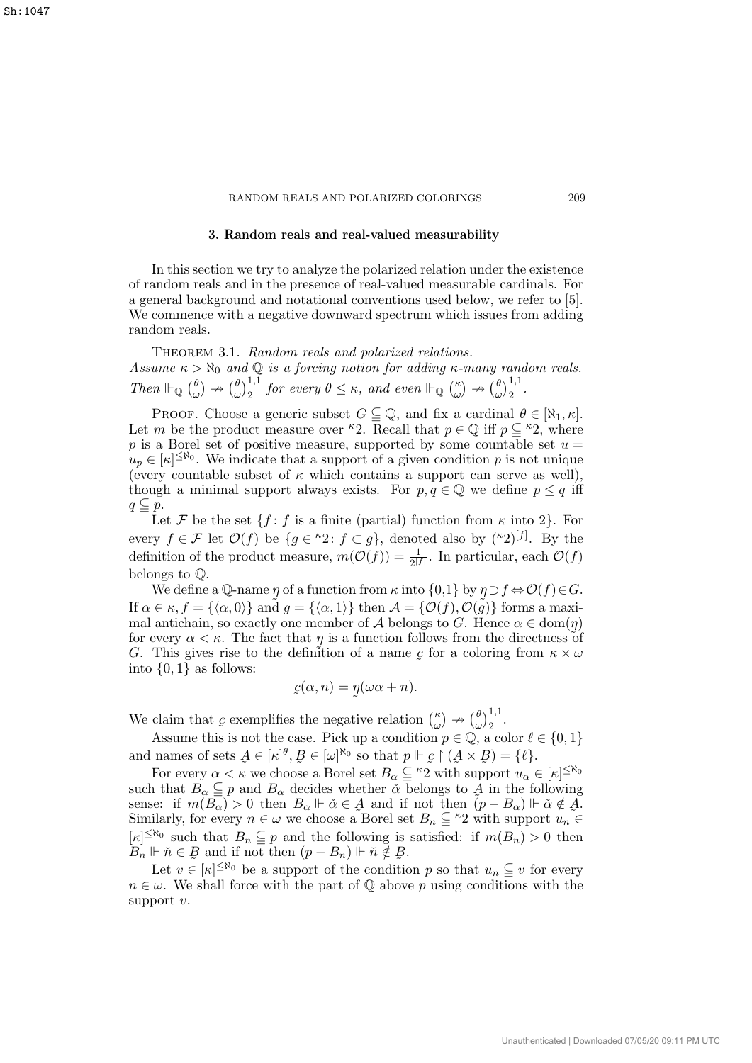## 3. Random reals and real-valued measurability

In this section we try to analyze the polarized relation under the existence of random reals and in the presence of real-valued measurable cardinals. For a general background and notational conventions used below, we refer to [5]. We commence with a negative downward spectrum which issues from adding random reals.

Theorem 3.1. *Random reals and polarized relations.*
*Assume $\kappa > \aleph_0$ and $\mathbb{Q}$ is a forcing notion for adding $\kappa$-many random reals. Then $\Vdash_{\mathbb{Q}} \binom{\theta}{\omega} \nrightarrow \binom{\theta}{\omega}^{1,1}_2$ for every $\theta \leq \kappa$, and even $\Vdash_{\mathbb{Q}} \binom{\kappa}{\omega} \nrightarrow \binom{\theta}{\omega}^{1,1}_2$.*

Proof. Choose a generic subset $G \subseteq \mathbb{Q}$, and fix a cardinal $\theta \in [\aleph_1, \kappa]$. Let $m$ be the product measure over ${}^{\kappa}2$. Recall that $p \in \mathbb{Q}$ iff $p \subseteq {}^{\kappa}2$, where $p$ is a Borel set of positive measure, supported by some countable set $u = u_p \in [\kappa]^{\leq \aleph_0}$. We indicate that a support of a given condition $p$ is not unique (every countable subset of $\kappa$ which contains a support can serve as well), though a minimal support always exists. For $p, q \in \mathbb{Q}$ we define $p \leq q$ iff $q \subseteq p$.

Let $\mathcal{F}$ be the set $\{f \colon f \text{ is a finite (partial) function from } \kappa \text{ into } 2\}$. For every $f \in \mathcal{F}$ let $\mathcal{O}(f)$ be $\{g \in {}^{\kappa}2 \colon f \subset g\}$, denoted also by $({}^{\kappa}2)^{[f]}$. By the definition of the product measure, $m(\mathcal{O}(f)) = \frac{1}{2^{|f|}}$. In particular, each $\mathcal{O}(f)$ belongs to $\mathbb{Q}$.

We define a $\mathbb{Q}$-name $\underset{\sim}{\eta}$ of a function from $\kappa$ into $\{0,1\}$ by $\underset{\sim}{\eta} \supset f \Leftrightarrow \mathcal{O}(f) \in G$. If $\alpha \in \kappa, f = \{\langle \alpha, 0 \rangle\}$ and $g = \{\langle \alpha, 1 \rangle\}$ then $\mathcal{A} = \{\mathcal{O}(f), \mathcal{O}(g)\}$ forms a maximal antichain, so exactly one member of $\mathcal{A}$ belongs to $G$. Hence $\alpha \in \mathrm{dom}(\underset{\sim}{\eta})$ for every $\alpha < \kappa$. The fact that $\eta$ is a function follows from the directness of $G$. This gives rise to the definition of a name $\underset{\sim}{c}$ for a coloring from $\kappa \times \omega$ into $\{0, 1\}$ as follows:

$$\underset{\sim}{c}(\alpha, n) = \underset{\sim}{\eta}(\omega\alpha + n).$$

We claim that $\underset{\sim}{c}$ exemplifies the negative relation $\binom{\kappa}{\omega} \nrightarrow \binom{\theta}{\omega}^{1,1}_2$.

Assume this is not the case. Pick up a condition $p \in \mathbb{Q}$, a color $\ell \in \{0, 1\}$ and names of sets $\underset{\sim}{A} \in [\kappa]^{\theta}, \underset{\sim}{B} \in [\omega]^{\aleph_0}$ so that $p \Vdash \underset{\sim}{c} \restriction (\underset{\sim}{A} \times \underset{\sim}{B}) = \{\ell\}$.

For every $\alpha < \kappa$ we choose a Borel set $B_\alpha \subseteq {}^{\kappa}2$ with support $u_\alpha \in [\kappa]^{\leq \aleph_0}$ such that $B_\alpha \subseteq p$ and $B_\alpha$ decides whether $\check{\alpha}$ belongs to $\underset{\sim}{A}$ in the following sense: if $m(B_\alpha) > 0$ then $B_\alpha \Vdash \check{\alpha} \in \underset{\sim}{A}$ and if not then $(p - B_\alpha) \Vdash \check{\alpha} \notin \underset{\sim}{A}$. Similarly, for every $n \in \omega$ we choose a Borel set $B_n \subseteq {}^{\kappa}2$ with support $u_n \in [\kappa]^{\leq \aleph_0}$ such that $B_n \subseteq p$ and the following is satisfied: if $m(B_n) > 0$ then $B_n \Vdash \check{n} \in \underset{\sim}{B}$ and if not then $(p - B_n) \Vdash \check{n} \notin \underset{\sim}{B}$.

Let $v \in [\kappa]^{\leq \aleph_0}$ be a support of the condition $p$ so that $u_n \subseteq v$ for every $n \in \omega$. We shall force with the part of $\mathbb{Q}$ above $p$ using conditions with the support $v$.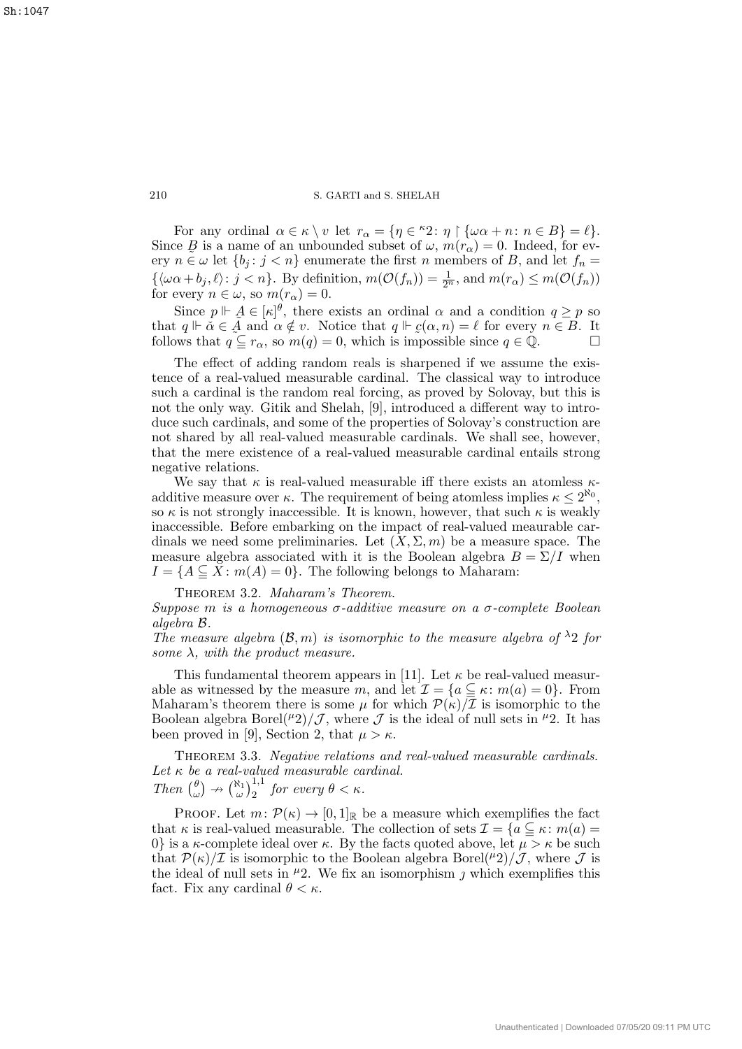For any ordinal $\alpha \in \kappa \setminus v$ let $r_\alpha = \{\eta \in {}^\kappa 2 \colon \eta \restriction \{\omega\alpha + n \colon n \in B\} = \ell\}$. Since $\underset{\sim}{B}$ is a name of an unbounded subset of $\omega$, $m(r_\alpha) = 0$. Indeed, for every $n \in \omega$ let $\{b_j \colon j < n\}$ enumerate the first $n$ members of $B$, and let $f_n = \{\langle \omega\alpha + b_j, \ell \rangle \colon j < n\}$. By definition, $m(\mathcal{O}(f_n)) = \frac{1}{2^n}$, and $m(r_\alpha) \leq m(\mathcal{O}(f_n))$ for every $n \in \omega$, so $m(r_\alpha) = 0$.

Since $p \Vdash \underset{\sim}{A} \in [\kappa]^\theta$, there exists an ordinal $\alpha$ and a condition $q \geq p$ so that $q \Vdash \check{\alpha} \in \underset{\sim}{A}$ and $\alpha \notin v$. Notice that $q \Vdash \underset{\sim}{c}(\alpha, n) = \ell$ for every $n \in B$. It follows that $q \subsetneqq r_\alpha$, so $m(q) = 0$, which is impossible since $q \in \mathbb{Q}$. $\square$

The effect of adding random reals is sharpened if we assume the existence of a real-valued measurable cardinal. The classical way to introduce such a cardinal is the random real forcing, as proved by Solovay, but this is not the only way. Gitik and Shelah, [9], introduced a different way to introduce such cardinals, and some of the properties of Solovay's construction are not shared by all real-valued measurable cardinals. We shall see, however, that the mere existence of a real-valued measurable cardinal entails strong negative relations.

We say that $\kappa$ is real-valued measurable iff there exists an atomless $\kappa$-additive measure over $\kappa$. The requirement of being atomless implies $\kappa \leq 2^{\aleph_0}$, so $\kappa$ is not strongly inaccessible. It is known, however, that such $\kappa$ is weakly inaccessible. Before embarking on the impact of real-valued meaurable cardinals we need some preliminaries. Let $(X, \Sigma, m)$ be a measure space. The measure algebra associated with it is the Boolean algebra $B = \Sigma / I$ when $I = \{A \subseteqq X \colon m(A) = 0\}$. The following belongs to Maharam:

**Theorem 3.2.** *Maharam's Theorem.*
*Suppose $m$ is a homogeneous $\sigma$-additive measure on a $\sigma$-complete Boolean algebra $\mathcal{B}$.*
*The measure algebra $(\mathcal{B}, m)$ is isomorphic to the measure algebra of ${}^\lambda 2$ for some $\lambda$, with the product measure.*

This fundamental theorem appears in [11]. Let $\kappa$ be real-valued measurable as witnessed by the measure $m$, and let $\mathcal{I} = \{a \subseteqq \kappa \colon m(a) = 0\}$. From Maharam's theorem there is some $\mu$ for which $\mathcal{P}(\kappa)/\mathcal{I}$ is isomorphic to the Boolean algebra $\mathrm{Borel}({}^\mu 2)/\mathcal{J}$, where $\mathcal{J}$ is the ideal of null sets in ${}^\mu 2$. It has been proved in [9], Section 2, that $\mu > \kappa$.

**Theorem 3.3.** *Negative relations and real-valued measurable cardinals.*
*Let $\kappa$ be a real-valued measurable cardinal.*
*Then $\binom{\theta}{\omega} \nrightarrow \binom{\aleph_1}{\omega}^{1,1}_2$ for every $\theta < \kappa$.*

Proof. Let $m \colon \mathcal{P}(\kappa) \to [0,1]_{\mathbb{R}}$ be a measure which exemplifies the fact that $\kappa$ is real-valued measurable. The collection of sets $\mathcal{I} = \{a \subseteqq \kappa \colon m(a) = 0\}$ is a $\kappa$-complete ideal over $\kappa$. By the facts quoted above, let $\mu > \kappa$ be such that $\mathcal{P}(\kappa)/\mathcal{I}$ is isomorphic to the Boolean algebra $\mathrm{Borel}({}^\mu 2)/\mathcal{J}$, where $\mathcal{J}$ is the ideal of null sets in ${}^\mu 2$. We fix an isomorphism $\jmath$ which exemplifies this fact. Fix any cardinal $\theta < \kappa$.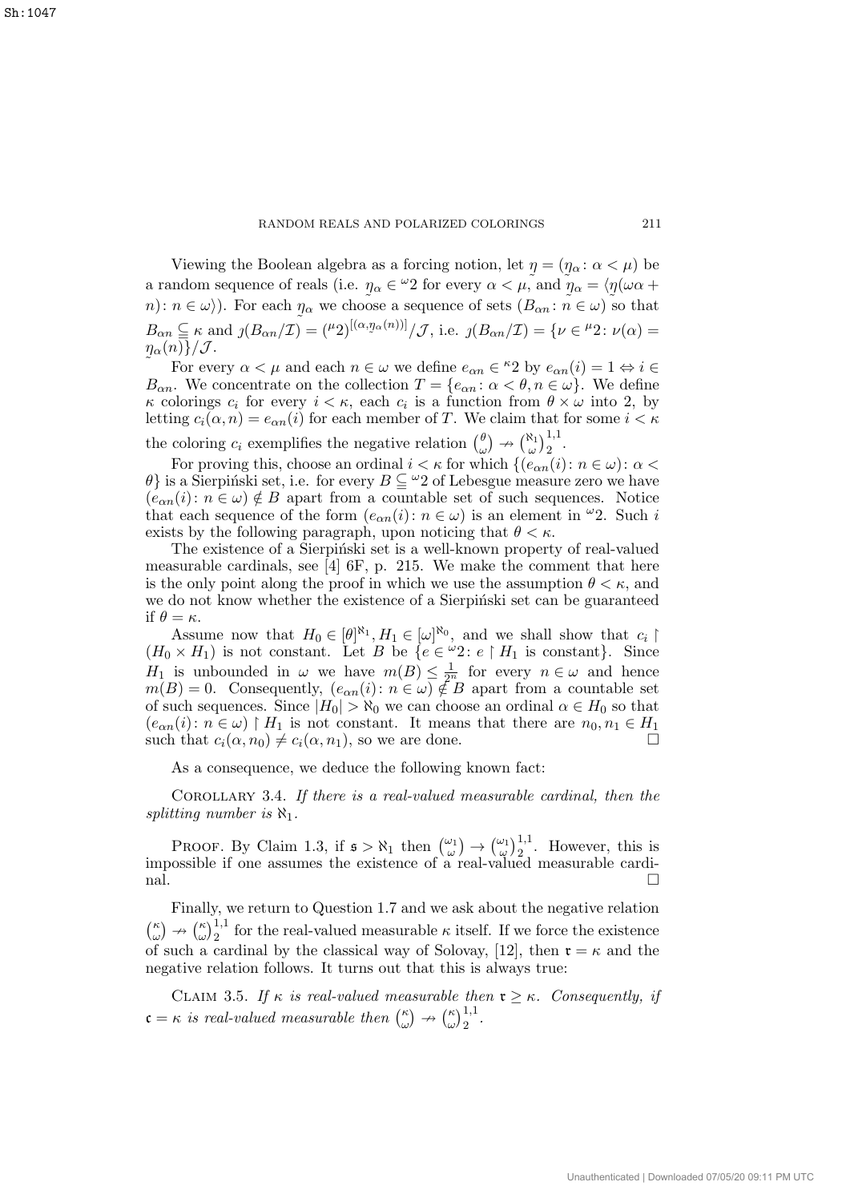Viewing the Boolean algebra as a forcing notion, let $\underset{\sim}{\eta} = (\underset{\sim}{\eta}_\alpha \colon \alpha < \mu)$ be a random sequence of reals (i.e. $\underset{\sim}{\eta}_\alpha \in {}^\omega 2$ for every $\alpha < \mu$, and $\underset{\sim}{\eta}_\alpha = \langle \underset{\sim}{\eta}(\omega\alpha + n) \colon n \in \omega \rangle$). For each $\underset{\sim}{\eta}_\alpha$ we choose a sequence of sets $(B_{\alpha n} \colon n \in \omega)$ so that $B_{\alpha n} \subseteqq \kappa$ and $\jmath(B_{\alpha n}/\mathcal{I}) = ({}^\mu 2)^{[(\alpha, \underset{\sim}{\eta}_\alpha(n))]}/\mathcal{J}$, i.e. $\jmath(B_{\alpha n}/\mathcal{I}) = \{\nu \in {}^\mu 2 \colon \nu(\alpha) = \underset{\sim}{\eta}_\alpha(n)\}/\mathcal{J}$.

For every $\alpha < \mu$ and each $n \in \omega$ we define $e_{\alpha n} \in {}^\kappa 2$ by $e_{\alpha n}(i) = 1 \Leftrightarrow i \in B_{\alpha n}$. We concentrate on the collection $T = \{e_{\alpha n} \colon \alpha < \theta, n \in \omega\}$. We define $\kappa$ colorings $c_i$ for every $i < \kappa$, each $c_i$ is a function from $\theta \times \omega$ into 2, by letting $c_i(\alpha, n) = e_{\alpha n}(i)$ for each member of $T$. We claim that for some $i < \kappa$ the coloring $c_i$ exemplifies the negative relation $\binom{\theta}{\omega} \nrightarrow \binom{\aleph_1}{\omega}^{1,1}_2$.

For proving this, choose an ordinal $i < \kappa$ for which $\{(e_{\alpha n}(i) \colon n \in \omega) \colon \alpha < \theta\}$ is a Sierpiński set, i.e. for every $B \subseteqq {}^\omega 2$ of Lebesgue measure zero we have $(e_{\alpha n}(i) \colon n \in \omega) \notin B$ apart from a countable set of such sequences. Notice that each sequence of the form $(e_{\alpha n}(i) \colon n \in \omega)$ is an element in ${}^\omega 2$. Such $i$ exists by the following paragraph, upon noticing that $\theta < \kappa$.

The existence of a Sierpiński set is a well-known property of real-valued measurable cardinals, see [4] 6F, p. 215. We make the comment that here is the only point along the proof in which we use the assumption $\theta < \kappa$, and we do not know whether the existence of a Sierpiński set can be guaranteed if $\theta = \kappa$.

Assume now that $H_0 \in [\theta]^{\aleph_1}, H_1 \in [\omega]^{\aleph_0}$, and we shall show that $c_i \restriction (H_0 \times H_1)$ is not constant. Let $B$ be $\{e \in {}^\omega 2 \colon e \restriction H_1 \text{ is constant}\}$. Since $H_1$ is unbounded in $\omega$ we have $m(B) \leq \frac{1}{2^n}$ for every $n \in \omega$ and hence $m(B) = 0$. Consequently, $(e_{\alpha n}(i) \colon n \in \omega) \notin B$ apart from a countable set of such sequences. Since $|H_0| > \aleph_0$ we can choose an ordinal $\alpha \in H_0$ so that $(e_{\alpha n}(i) \colon n \in \omega) \restriction H_1$ is not constant. It means that there are $n_0, n_1 \in H_1$ such that $c_i(\alpha, n_0) \neq c_i(\alpha, n_1)$, so we are done. $\square$

As a consequence, we deduce the following known fact:

Corollary 3.4. *If there is a real-valued measurable cardinal, then the splitting number is $\aleph_1$.*

Proof. By Claim 1.3, if $\mathfrak{s} > \aleph_1$ then $\binom{\omega_1}{\omega} \rightarrow \binom{\omega_1}{\omega}^{1,1}_2$. However, this is impossible if one assumes the existence of a real-valued measurable cardinal. $\square$

Finally, we return to Question 1.7 and we ask about the negative relation $\binom{\kappa}{\omega} \nrightarrow \binom{\kappa}{\omega}^{1,1}_2$ for the real-valued measurable $\kappa$ itself. If we force the existence of such a cardinal by the classical way of Solovay, [12], then $\mathfrak{r} = \kappa$ and the negative relation follows. It turns out that this is always true:

Claim 3.5. *If $\kappa$ is real-valued measurable then $\mathfrak{r} \geq \kappa$. Consequently, if $\mathfrak{c} = \kappa$ is real-valued measurable then $\binom{\kappa}{\omega} \nrightarrow \binom{\kappa}{\omega}^{1,1}_2$.*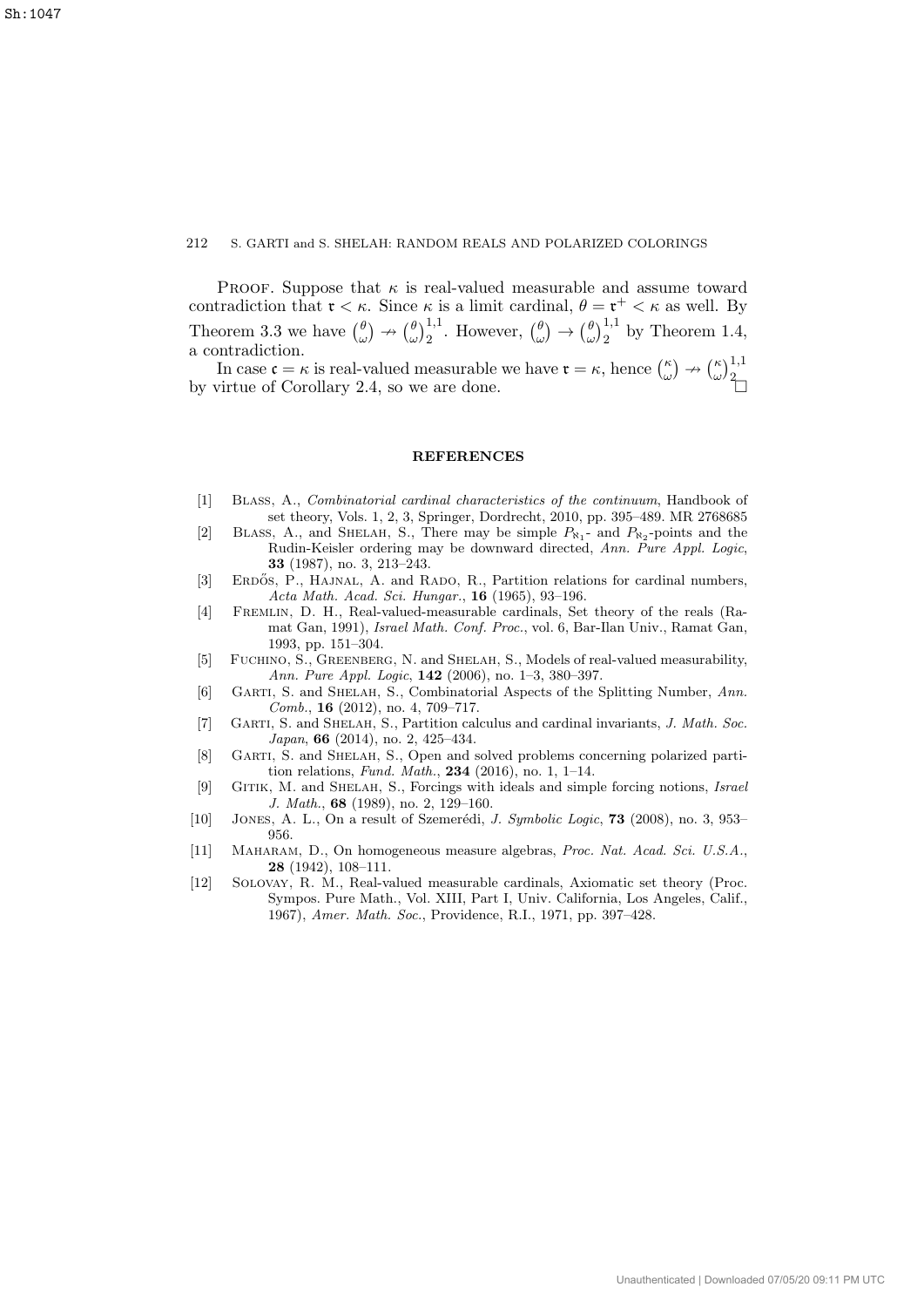PROOF. Suppose that $\kappa$ is real-valued measurable and assume toward contradiction that $\mathfrak{r} < \kappa$. Since $\kappa$ is a limit cardinal, $\theta = \mathfrak{r}^+ < \kappa$ as well. By Theorem 3.3 we have $\binom{\theta}{\omega} \nrightarrow \binom{\theta}{\omega}^{1,1}_2$. However, $\binom{\theta}{\omega} \rightarrow \binom{\theta}{\omega}^{1,1}_2$ by Theorem 1.4, a contradiction.

In case $\mathfrak{c} = \kappa$ is real-valued measurable we have $\mathfrak{r} = \kappa$, hence $\binom{\kappa}{\omega} \nrightarrow \binom{\kappa}{\omega}^{1,1}_2$ by virtue of Corollary 2.4, so we are done. $\square$

## REFERENCES

[1] Blass, A., *Combinatorial cardinal characteristics of the continuum*, Handbook of set theory, Vols. 1, 2, 3, Springer, Dordrecht, 2010, pp. 395–489. MR 2768685

[2] Blass, A., and Shelah, S., There may be simple $P_{\aleph_1}$- and $P_{\aleph_2}$-points and the Rudin-Keisler ordering may be downward directed, *Ann. Pure Appl. Logic*, **33** (1987), no. 3, 213–243.

[3] Erdős, P., Hajnal, A. and Rado, R., Partition relations for cardinal numbers, *Acta Math. Acad. Sci. Hungar.*, **16** (1965), 93–196.

[4] Fremlin, D. H., Real-valued-measurable cardinals, Set theory of the reals (Ramat Gan, 1991), *Israel Math. Conf. Proc.*, vol. 6, Bar-Ilan Univ., Ramat Gan, 1993, pp. 151–304.

[5] Fuchino, S., Greenberg, N. and Shelah, S., Models of real-valued measurability, *Ann. Pure Appl. Logic*, **142** (2006), no. 1–3, 380–397.

[6] Garti, S. and Shelah, S., Combinatorial Aspects of the Splitting Number, *Ann. Comb.*, **16** (2012), no. 4, 709–717.

[7] Garti, S. and Shelah, S., Partition calculus and cardinal invariants, *J. Math. Soc. Japan*, **66** (2014), no. 2, 425–434.

[8] Garti, S. and Shelah, S., Open and solved problems concerning polarized partition relations, *Fund. Math.*, **234** (2016), no. 1, 1–14.

[9] Gitik, M. and Shelah, S., Forcings with ideals and simple forcing notions, *Israel J. Math.*, **68** (1989), no. 2, 129–160.

[10] Jones, A. L., On a result of Szemerédi, *J. Symbolic Logic*, **73** (2008), no. 3, 953–956.

[11] Maharam, D., On homogeneous measure algebras, *Proc. Nat. Acad. Sci. U.S.A.*, **28** (1942), 108–111.

[12] Solovay, R. M., Real-valued measurable cardinals, Axiomatic set theory (Proc. Sympos. Pure Math., Vol. XIII, Part I, Univ. California, Los Angeles, Calif., 1967), *Amer. Math. Soc.*, Providence, R.I., 1971, pp. 397–428.